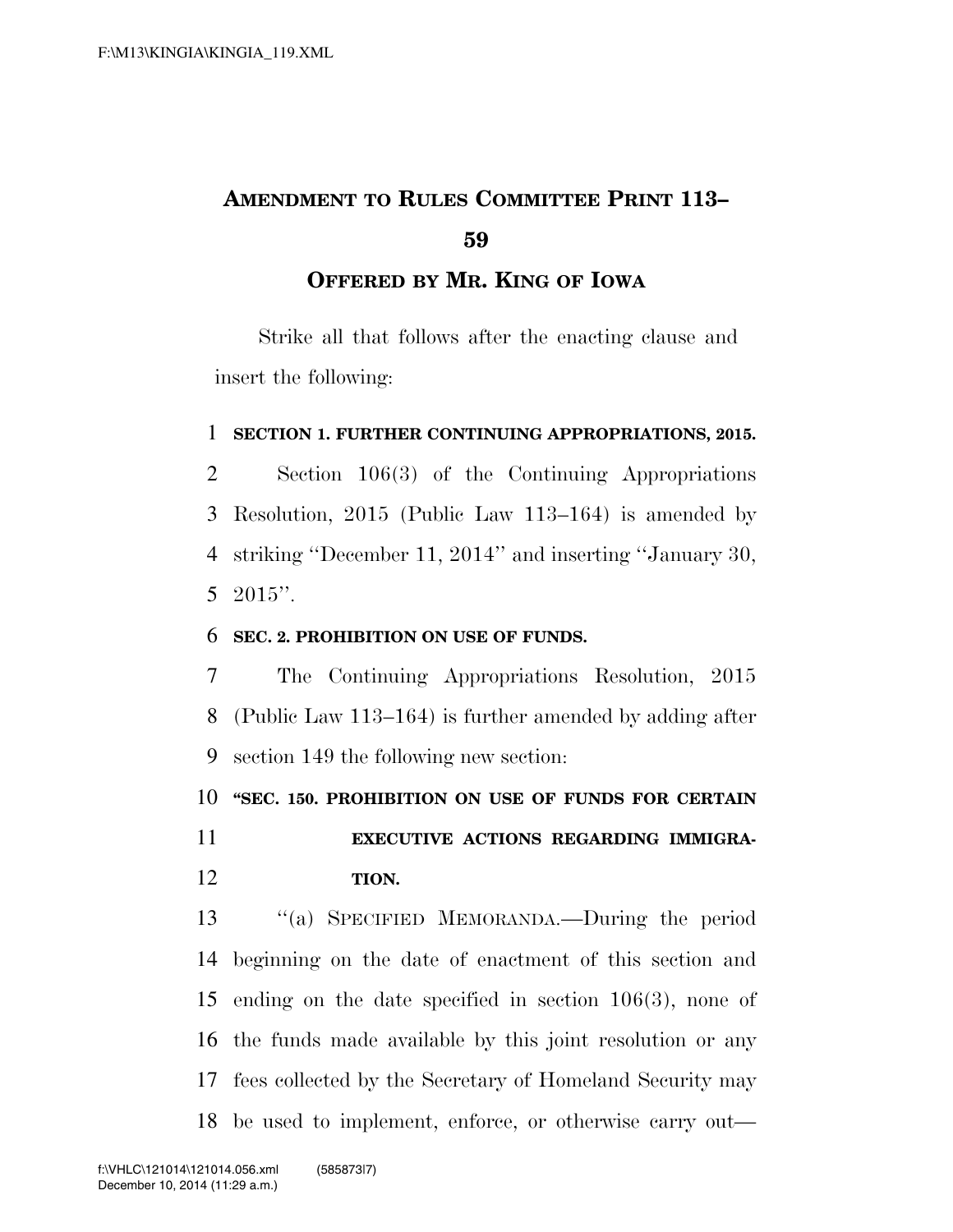# AMENDMENT TO RULES COMMITTEE PRINT 113–59

## OFFERED BY MR. KING OF IOWA

Strike all that follows after the enacting clause and insert the following:

**SECTION 1. FURTHER CONTINUING APPROPRIATIONS, 2015.**

Section 106(3) of the Continuing Appropriations Resolution, 2015 (Public Law 113–164) is amended by striking "December 11, 2014" and inserting "January 30, 2015".

**SEC. 2. PROHIBITION ON USE OF FUNDS.**

The Continuing Appropriations Resolution, 2015 (Public Law 113–164) is further amended by adding after section 149 the following new section:

**"SEC. 150. PROHIBITION ON USE OF FUNDS FOR CERTAIN EXECUTIVE ACTIONS REGARDING IMMIGRATION.**

"(a) SPECIFIED MEMORANDA.—During the period beginning on the date of enactment of this section and ending on the date specified in section 106(3), none of the funds made available by this joint resolution or any fees collected by the Secretary of Homeland Security may be used to implement, enforce, or otherwise carry out—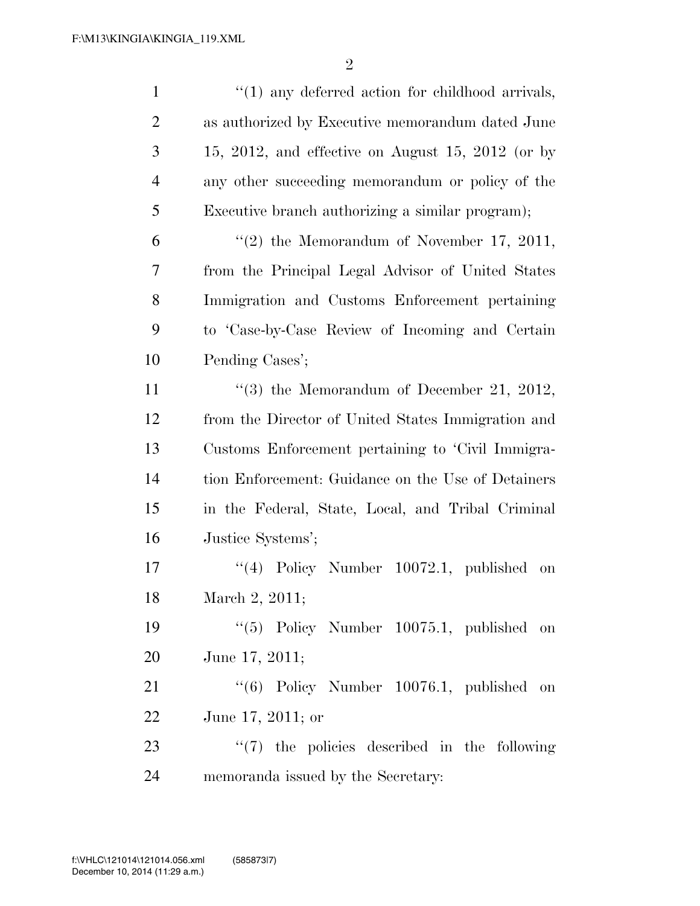"(1) any deferred action for childhood arrivals, as authorized by Executive memorandum dated June 15, 2012, and effective on August 15, 2012 (or by any other succeeding memorandum or policy of the Executive branch authorizing a similar program);

"(2) the Memorandum of November 17, 2011, from the Principal Legal Advisor of United States Immigration and Customs Enforcement pertaining to 'Case-by-Case Review of Incoming and Certain Pending Cases';

"(3) the Memorandum of December 21, 2012, from the Director of United States Immigration and Customs Enforcement pertaining to 'Civil Immigration Enforcement: Guidance on the Use of Detainers in the Federal, State, Local, and Tribal Criminal Justice Systems';

"(4) Policy Number 10072.1, published on March 2, 2011;

"(5) Policy Number 10075.1, published on June 17, 2011;

"(6) Policy Number 10076.1, published on June 17, 2011; or

"(7) the policies described in the following memoranda issued by the Secretary: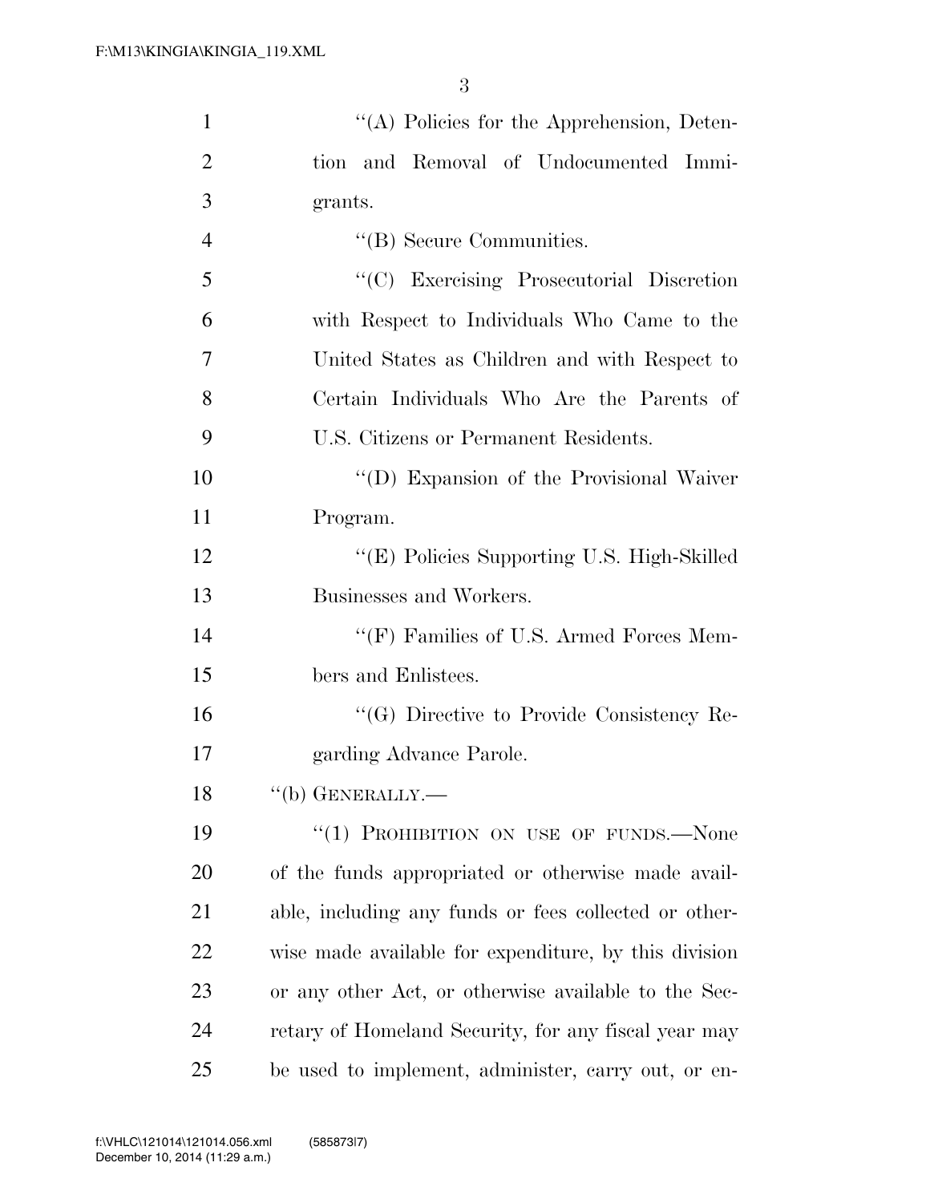"(A) Policies for the Apprehension, Detention and Removal of Undocumented Immigrants.

"(B) Secure Communities.

"(C) Exercising Prosecutorial Discretion with Respect to Individuals Who Came to the United States as Children and with Respect to Certain Individuals Who Are the Parents of U.S. Citizens or Permanent Residents.

"(D) Expansion of the Provisional Waiver Program.

"(E) Policies Supporting U.S. High-Skilled Businesses and Workers.

"(F) Families of U.S. Armed Forces Members and Enlistees.

"(G) Directive to Provide Consistency Regarding Advance Parole.

"(b) GENERALLY.—

"(1) PROHIBITION ON USE OF FUNDS.—None of the funds appropriated or otherwise made available, including any funds or fees collected or otherwise made available for expenditure, by this division or any other Act, or otherwise available to the Secretary of Homeland Security, for any fiscal year may be used to implement, administer, carry out, or en-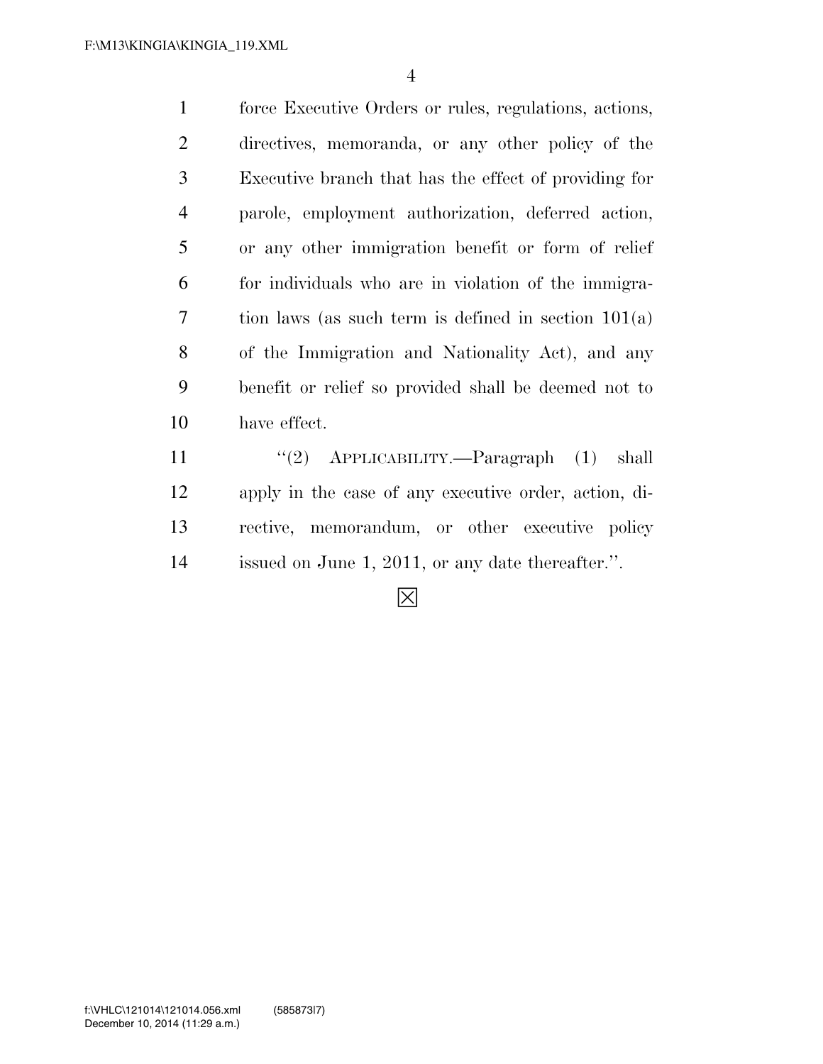force Executive Orders or rules, regulations, actions, directives, memoranda, or any other policy of the Executive branch that has the effect of providing for parole, employment authorization, deferred action, or any other immigration benefit or form of relief for individuals who are in violation of the immigration laws (as such term is defined in section 101(a) of the Immigration and Nationality Act), and any benefit or relief so provided shall be deemed not to have effect.

''(2) APPLICABILITY.—Paragraph (1) shall apply in the case of any executive order, action, directive, memorandum, or other executive policy issued on June 1, 2011, or any date thereafter.''.